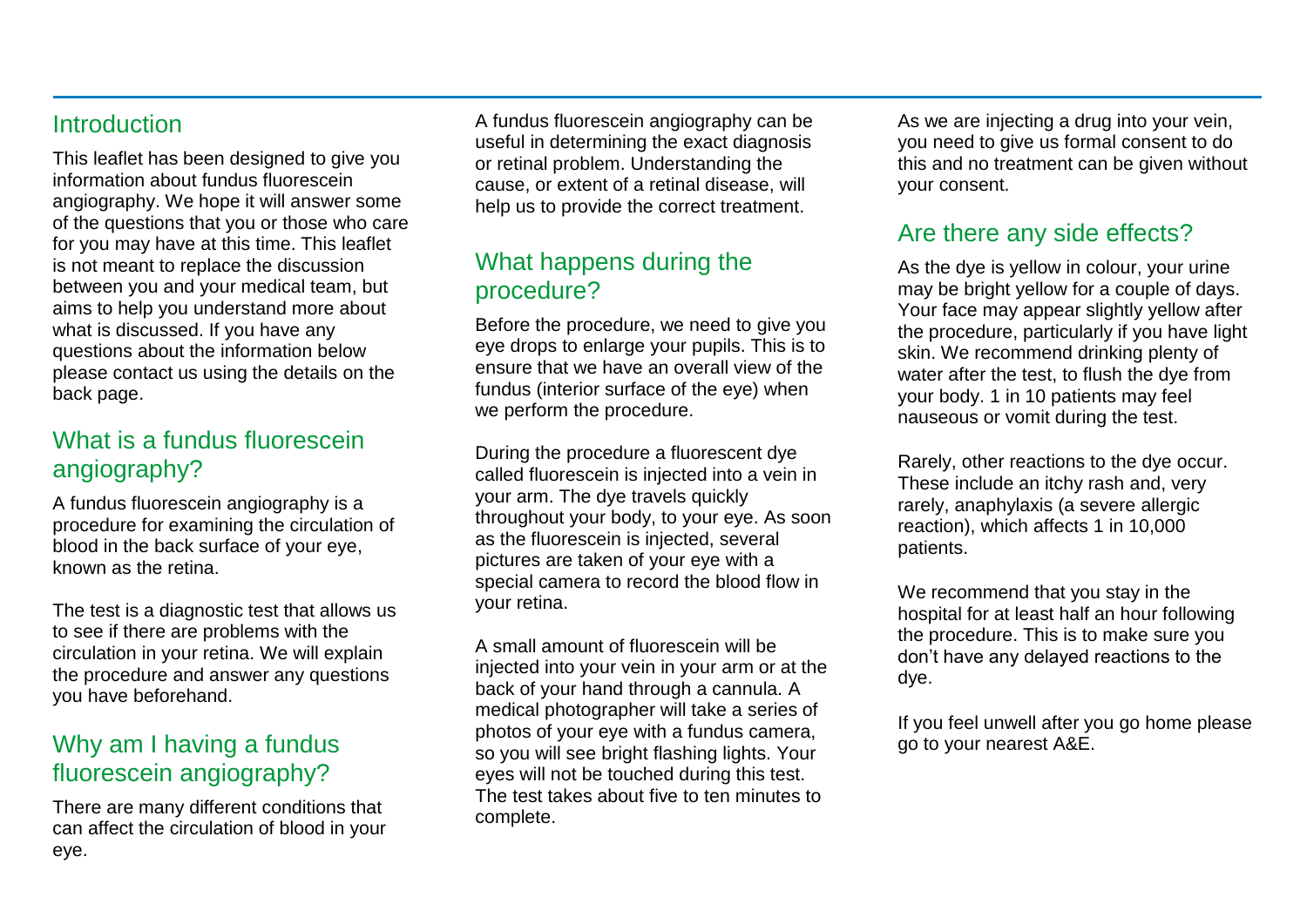## Introduction

This leaflet has been designed to give you information about fundus fluorescein angiography. We hope it will answer some of the questions that you or those who care for you may have at this time. This leaflet is not meant to replace the discussion between you and your medical team, but aims to help you understand more about what is discussed. If you have any questions about the information below please contact us using the details on the back page.

## What is a fundus fluorescein angiography?

A fundus fluorescein angiography is a procedure for examining the circulation of blood in the back surface of your eye, known as the retina.

The test is a diagnostic test that allows us to see if there are problems with the circulation in your retina. We will explain the procedure and answer any questions you have beforehand.

## Why am I having a fundus fluorescein angiography?

There are many different conditions that can affect the circulation of blood in your eye.

A fundus fluorescein angiography can be useful in determining the exact diagnosis or retinal problem. Understanding the cause, or extent of a retinal disease, will help us to provide the correct treatment.

## What happens during the procedure?

Before the procedure, we need to give you eye drops to enlarge your pupils. This is to ensure that we have an overall view of the fundus (interior surface of the eye) when we perform the procedure.

During the procedure a fluorescent dye called fluorescein is injected into a vein in your arm. The dye travels quickly throughout your body, to your eye. As soon as the fluorescein is injected, several pictures are taken of your eye with a special camera to record the blood flow in your retina.

A small amount of fluorescein will be injected into your vein in your arm or at the back of your hand through a cannula. A medical photographer will take a series of photos of your eye with a fundus camera, so you will see bright flashing lights. Your eyes will not be touched during this test. The test takes about five to ten minutes to complete.

As we are injecting a drug into your vein, you need to give us formal consent to do this and no treatment can be given without your consent.

## Are there any side effects?

As the dye is yellow in colour, your urine may be bright yellow for a couple of days. Your face may appear slightly yellow after the procedure, particularly if you have light skin. We recommend drinking plenty of water after the test, to flush the dye from your body. 1 in 10 patients may feel nauseous or vomit during the test.

Rarely, other reactions to the dye occur. These include an itchy rash and, very rarely, anaphylaxis (a severe allergic reaction), which affects 1 in 10,000 patients.

We recommend that you stay in the hospital for at least half an hour following the procedure. This is to make sure you don't have any delayed reactions to the dye.

If you feel unwell after you go home please go to your nearest A&E.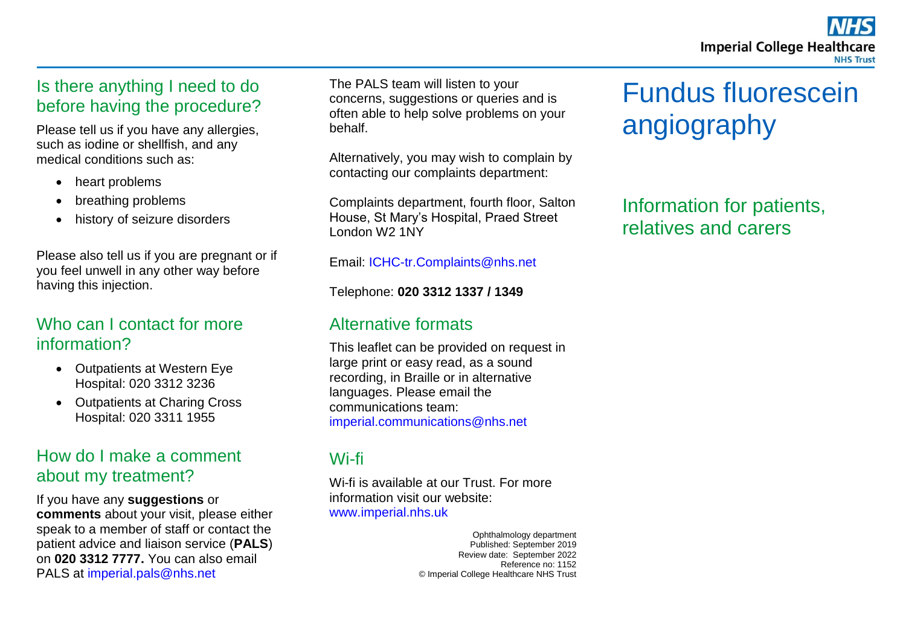## Is there anything I need to do before having the procedure?

Please tell us if you have any allergies, such as iodine or shellfish, and any medical conditions such as:

- heart problems
- breathing problems
- history of seizure disorders

Please also tell us if you are pregnant or if you feel unwell in any other way before having this injection.

## Who can I contact for more information?

- Outpatients at Western Eye Hospital: 020 3312 3236
- Outpatients at Charing Cross Hospital: 020 3311 1955

## How do I make a comment about my treatment?

If you have any **suggestions** or **comments** about your visit, please either speak to a member of staff or contact the patient advice and liaison service (**PALS**) on **020 3312 7777.** You can also email PALS at imperial.pals@nhs.net

The PALS team will listen to your concerns, suggestions or queries and is often able to help solve problems on your behalf.

Alternatively, you may wish to complain by contacting our complaints department:

Complaints department, fourth floor, Salton House, St Mary's Hospital, Praed Street London W2 1NY

Email: ICHC-tr.Complaints@nhs.net

Telephone: **020 3312 1337 / 1349**

## Alternative formats

This leaflet can be provided on request in large print or easy read, as a sound recording, in Braille or in alternative languages. Please email the communications team: imperial.communications@nhs.net

## Wi-fi

Wi-fi is available at our Trust. For more information visit our website: www.imperial.nhs.uk

Ophthalmology department
Published: September 2019
Review date: September 2022
Reference no: 1152
© Imperial College Healthcare NHS Trust

NHS
Imperial College Healthcare
NHS Trust

# Fundus fluorescein angiography

## Information for patients, relatives and carers